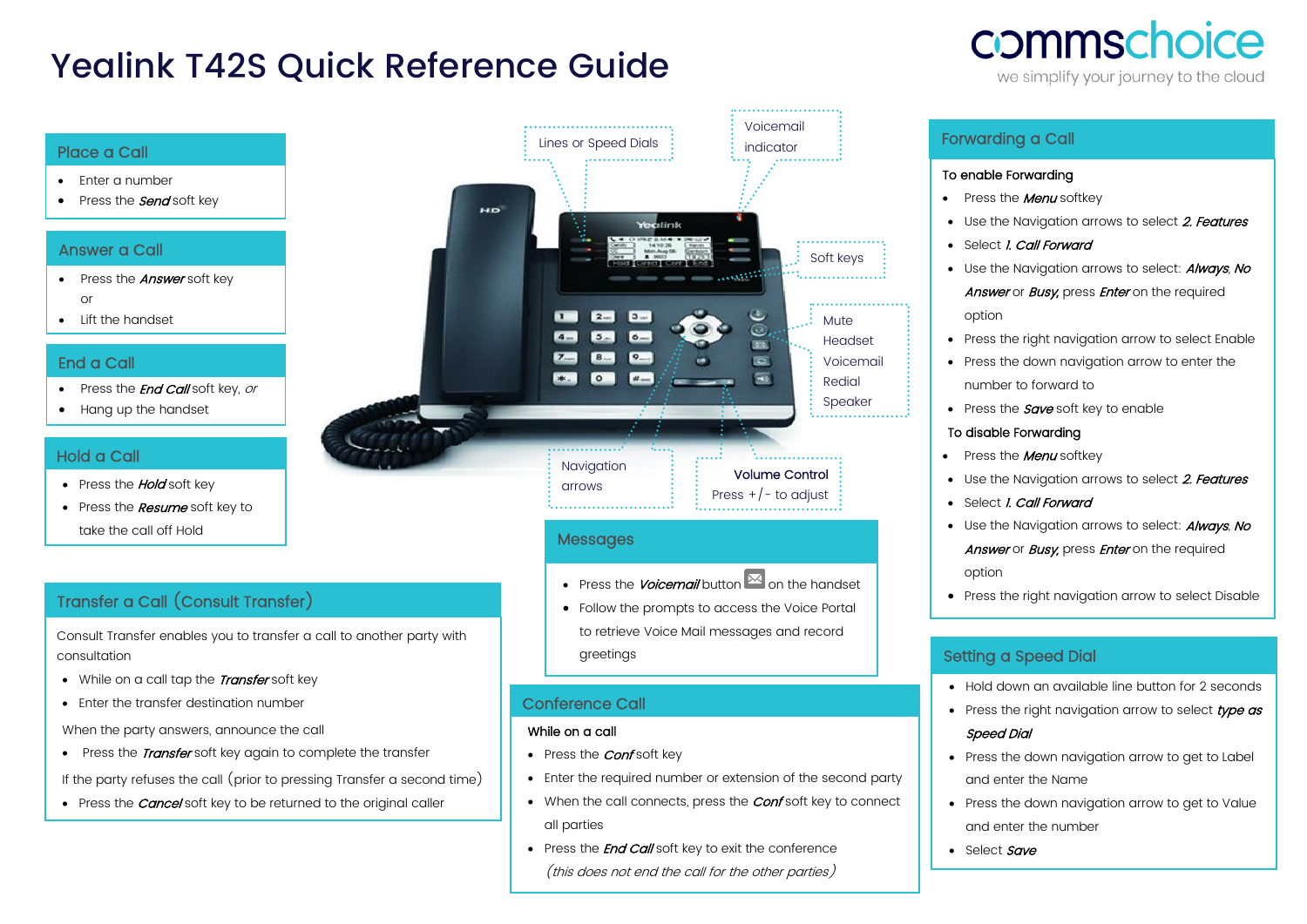# Yealink T42S Quick Reference Guide

commschoice
we simplify your journey to the cloud

## Place a Call

- Enter a number
- Press the ***Send*** soft key

## Answer a Call

- Press the ***Answer*** soft key
  or
- Lift the handset

## End a Call

- Press the ***End Call*** soft key, *or*
- Hang up the handset

## Hold a Call

- Press the ***Hold*** soft key
- Press the ***Resume*** soft key to take the call off Hold

## Transfer a Call (Consult Transfer)

Consult Transfer enables you to transfer a call to another party with consultation

- While on a call tap the ***Transfer*** soft key
- Enter the transfer destination number

When the party answers, announce the call

- Press the ***Transfer*** soft key again to complete the transfer

If the party refuses the call (prior to pressing Transfer a second time)

- Press the ***Cancel*** soft key to be returned to the original caller

Lines or Speed Dials

Voicemail indicator

Soft keys

Mute
Headset
Voicemail
Redial
Speaker

Navigation arrows

**Volume Control**
Press +/- to adjust

## Messages

- Press the ***Voicemail*** button on the handset
- Follow the prompts to access the Voice Portal to retrieve Voice Mail messages and record greetings

## Conference Call

**While on a call**

- Press the ***Conf*** soft key
- Enter the required number or extension of the second party
- When the call connects, press the ***Conf*** soft key to connect all parties
- Press the ***End Call*** soft key to exit the conference *(this does not end the call for the other parties)*

## Forwarding a Call

**To enable Forwarding**

- Press the ***Menu*** softkey
- Use the Navigation arrows to select ***2. Features***
- Select ***1. Call Forward***
- Use the Navigation arrows to select: ***Always***, ***No Answer*** or ***Busy***, press ***Enter*** on the required option
- Press the right navigation arrow to select Enable
- Press the down navigation arrow to enter the number to forward to
- Press the ***Save*** soft key to enable

**To disable Forwarding**

- Press the ***Menu*** softkey
- Use the Navigation arrows to select ***2. Features***
- Select ***1. Call Forward***
- Use the Navigation arrows to select: ***Always***, ***No Answer*** or ***Busy***, press ***Enter*** on the required option
- Press the right navigation arrow to select Disable

## Setting a Speed Dial

- Hold down an available line button for 2 seconds
- Press the right navigation arrow to select ***type as Speed Dial***
- Press the down navigation arrow to get to Label and enter the Name
- Press the down navigation arrow to get to Value and enter the number
- Select ***Save***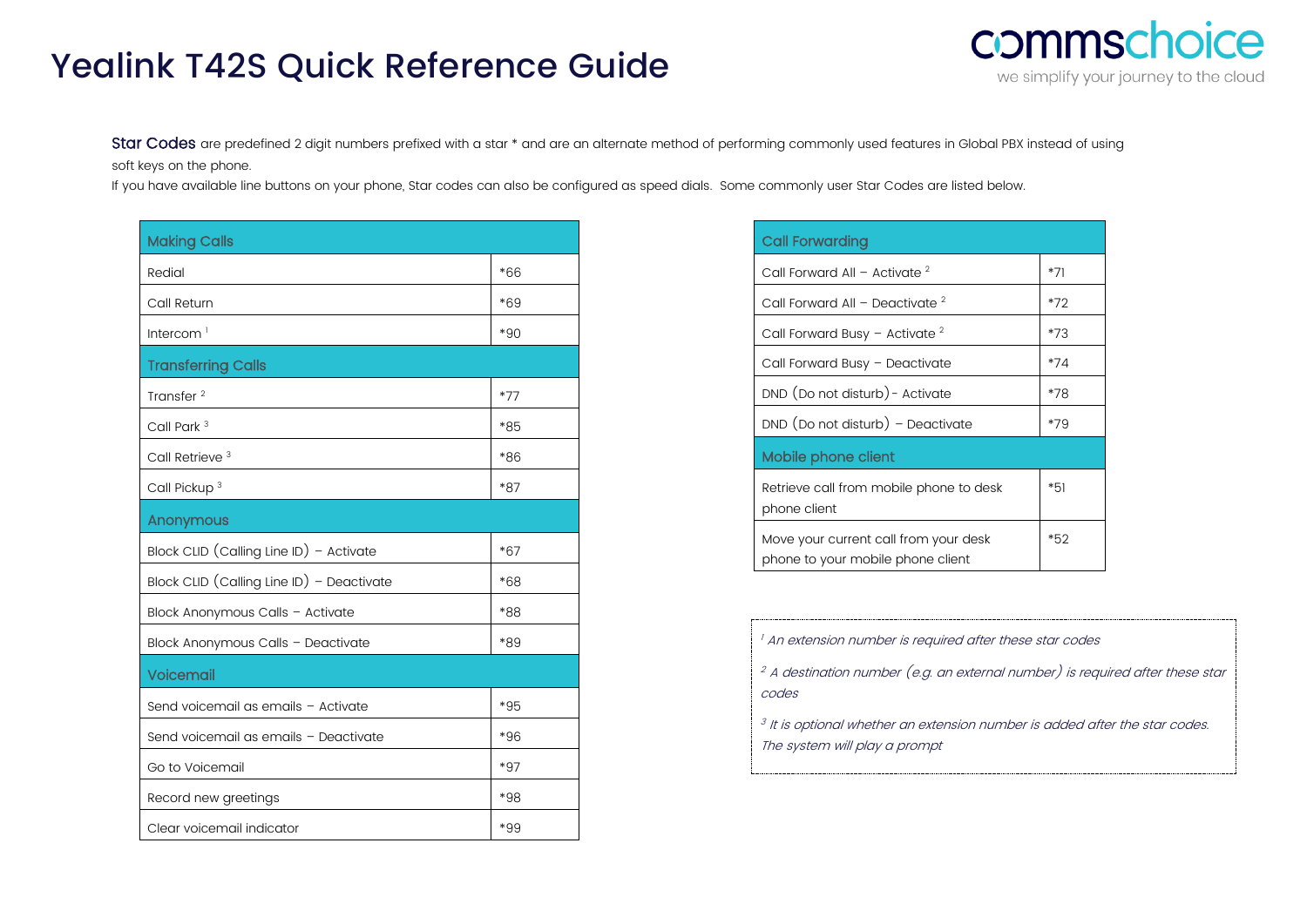# Yealink T42S Quick Reference Guide

commschoice
we simplify your journey to the cloud

**Star Codes** are predefined 2 digit numbers prefixed with a star * and are an alternate method of performing commonly used features in Global PBX instead of using soft keys on the phone.

If you have available line buttons on your phone, Star codes can also be configured as speed dials. Some commonly user Star Codes are listed below.

| Making Calls | |
|---|---|
| Redial | *66 |
| Call Return | *69 |
| Intercom [1] | *90 |
| **Transferring Calls** | |
| Transfer [2] | *77 |
| Call Park [3] | *85 |
| Call Retrieve [3] | *86 |
| Call Pickup [3] | *87 |
| **Anonymous** | |
| Block CLID (Calling Line ID) – Activate | *67 |
| Block CLID (Calling Line ID) – Deactivate | *68 |
| Block Anonymous Calls – Activate | *88 |
| Block Anonymous Calls – Deactivate | *89 |
| **Voicemail** | |
| Send voicemail as emails – Activate | *95 |
| Send voicemail as emails – Deactivate | *96 |
| Go to Voicemail | *97 |
| Record new greetings | *98 |
| Clear voicemail indicator | *99 |

| Call Forwarding | |
|---|---|
| Call Forward All – Activate [2] | *71 |
| Call Forward All – Deactivate [2] | *72 |
| Call Forward Busy – Activate [2] | *73 |
| Call Forward Busy – Deactivate | *74 |
| DND (Do not disturb)- Activate | *78 |
| DND (Do not disturb) – Deactivate | *79 |
| **Mobile phone client** | |
| Retrieve call from mobile phone to desk phone client | *51 |
| Move your current call from your desk phone to your mobile phone client | *52 |

*[1] An extension number is required after these star codes*

*[2] A destination number (e.g. an external number) is required after these star codes*

*[3] It is optional whether an extension number is added after the star codes. The system will play a prompt*